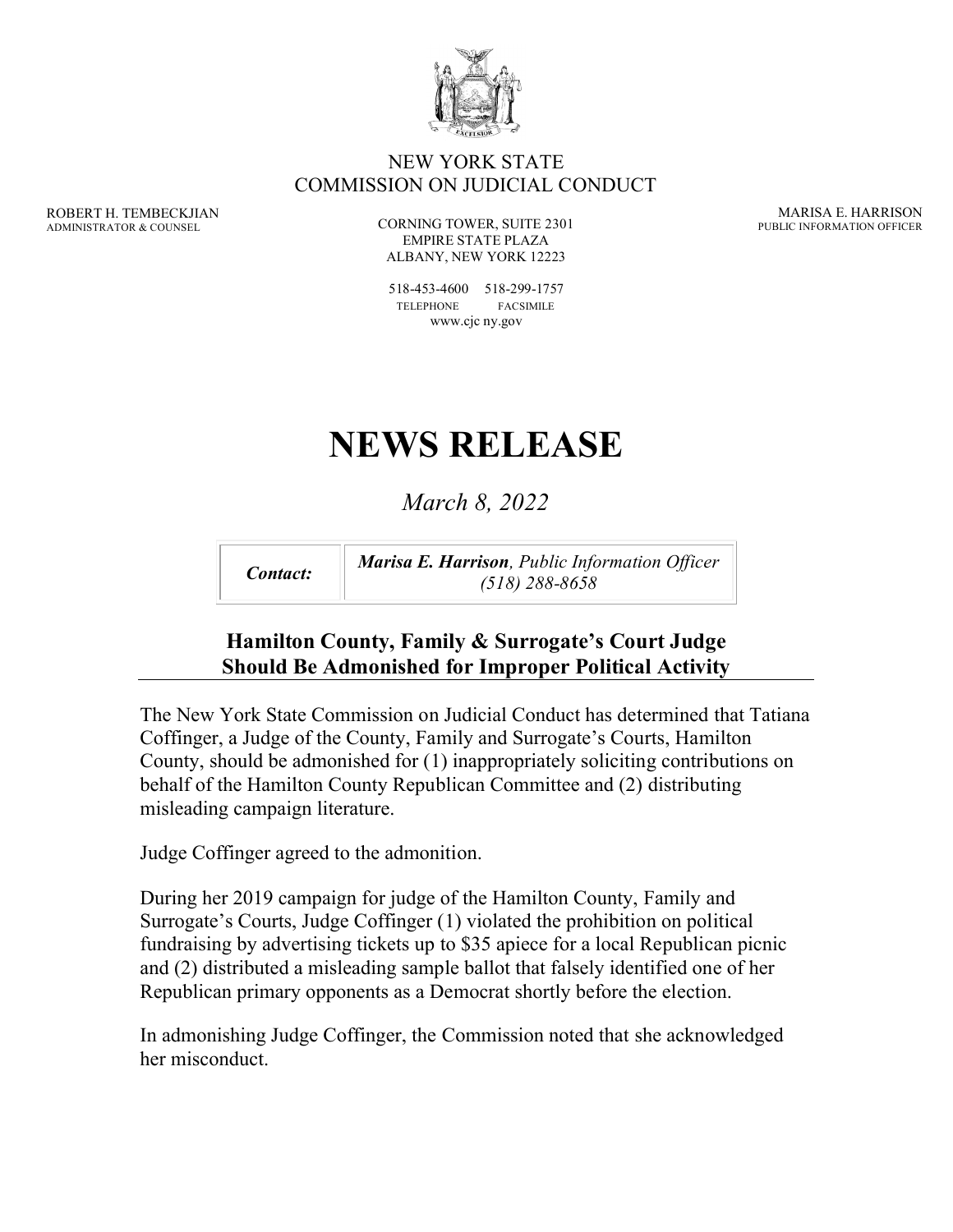NEW YORK STATE
COMMISSION ON JUDICIAL CONDUCT

ROBERT H. TEMBECKJIAN
ADMINISTRATOR & COUNSEL

CORNING TOWER, SUITE 2301
EMPIRE STATE PLAZA
ALBANY, NEW YORK 12223

518-453-4600 518-299-1757
TELEPHONE FACSIMILE
www.cjc ny.gov

MARISA E. HARRISON
PUBLIC INFORMATION OFFICER

# NEWS RELEASE

*March 8, 2022*

| *Contact:* | ***Marisa E. Harrison**, Public Information Officer (518) 288-8658* |
|---|---|

## Hamilton County, Family & Surrogate's Court Judge Should Be Admonished for Improper Political Activity

The New York State Commission on Judicial Conduct has determined that Tatiana Coffinger, a Judge of the County, Family and Surrogate's Courts, Hamilton County, should be admonished for (1) inappropriately soliciting contributions on behalf of the Hamilton County Republican Committee and (2) distributing misleading campaign literature.

Judge Coffinger agreed to the admonition.

During her 2019 campaign for judge of the Hamilton County, Family and Surrogate's Courts, Judge Coffinger (1) violated the prohibition on political fundraising by advertising tickets up to $35 apiece for a local Republican picnic and (2) distributed a misleading sample ballot that falsely identified one of her Republican primary opponents as a Democrat shortly before the election.

In admonishing Judge Coffinger, the Commission noted that she acknowledged her misconduct.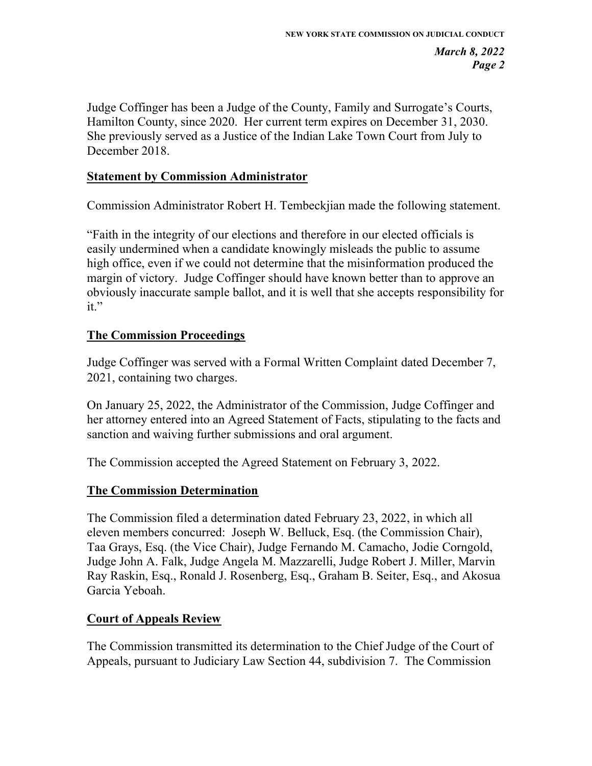Judge Coffinger has been a Judge of the County, Family and Surrogate's Courts, Hamilton County, since 2020. Her current term expires on December 31, 2030. She previously served as a Justice of the Indian Lake Town Court from July to December 2018.

## Statement by Commission Administrator

Commission Administrator Robert H. Tembeckjian made the following statement.

"Faith in the integrity of our elections and therefore in our elected officials is easily undermined when a candidate knowingly misleads the public to assume high office, even if we could not determine that the misinformation produced the margin of victory. Judge Coffinger should have known better than to approve an obviously inaccurate sample ballot, and it is well that she accepts responsibility for it."

## The Commission Proceedings

Judge Coffinger was served with a Formal Written Complaint dated December 7, 2021, containing two charges.

On January 25, 2022, the Administrator of the Commission, Judge Coffinger and her attorney entered into an Agreed Statement of Facts, stipulating to the facts and sanction and waiving further submissions and oral argument.

The Commission accepted the Agreed Statement on February 3, 2022.

## The Commission Determination

The Commission filed a determination dated February 23, 2022, in which all eleven members concurred: Joseph W. Belluck, Esq. (the Commission Chair), Taa Grays, Esq. (the Vice Chair), Judge Fernando M. Camacho, Jodie Corngold, Judge John A. Falk, Judge Angela M. Mazzarelli, Judge Robert J. Miller, Marvin Ray Raskin, Esq., Ronald J. Rosenberg, Esq., Graham B. Seiter, Esq., and Akosua Garcia Yeboah.

## Court of Appeals Review

The Commission transmitted its determination to the Chief Judge of the Court of Appeals, pursuant to Judiciary Law Section 44, subdivision 7. The Commission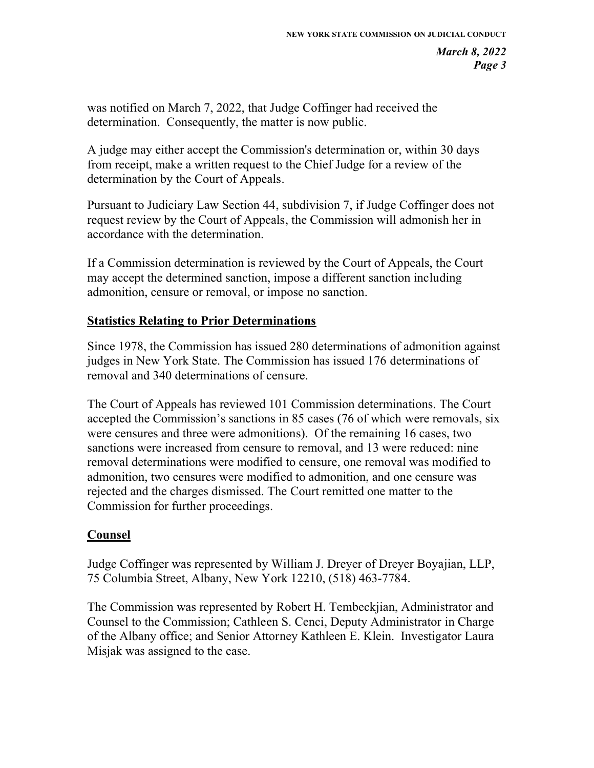was notified on March 7, 2022, that Judge Coffinger had received the determination. Consequently, the matter is now public.

A judge may either accept the Commission's determination or, within 30 days from receipt, make a written request to the Chief Judge for a review of the determination by the Court of Appeals.

Pursuant to Judiciary Law Section 44, subdivision 7, if Judge Coffinger does not request review by the Court of Appeals, the Commission will admonish her in accordance with the determination.

If a Commission determination is reviewed by the Court of Appeals, the Court may accept the determined sanction, impose a different sanction including admonition, censure or removal, or impose no sanction.

## Statistics Relating to Prior Determinations

Since 1978, the Commission has issued 280 determinations of admonition against judges in New York State. The Commission has issued 176 determinations of removal and 340 determinations of censure.

The Court of Appeals has reviewed 101 Commission determinations. The Court accepted the Commission's sanctions in 85 cases (76 of which were removals, six were censures and three were admonitions). Of the remaining 16 cases, two sanctions were increased from censure to removal, and 13 were reduced: nine removal determinations were modified to censure, one removal was modified to admonition, two censures were modified to admonition, and one censure was rejected and the charges dismissed. The Court remitted one matter to the Commission for further proceedings.

## Counsel

Judge Coffinger was represented by William J. Dreyer of Dreyer Boyajian, LLP, 75 Columbia Street, Albany, New York 12210, (518) 463-7784.

The Commission was represented by Robert H. Tembeckjian, Administrator and Counsel to the Commission; Cathleen S. Cenci, Deputy Administrator in Charge of the Albany office; and Senior Attorney Kathleen E. Klein. Investigator Laura Misjak was assigned to the case.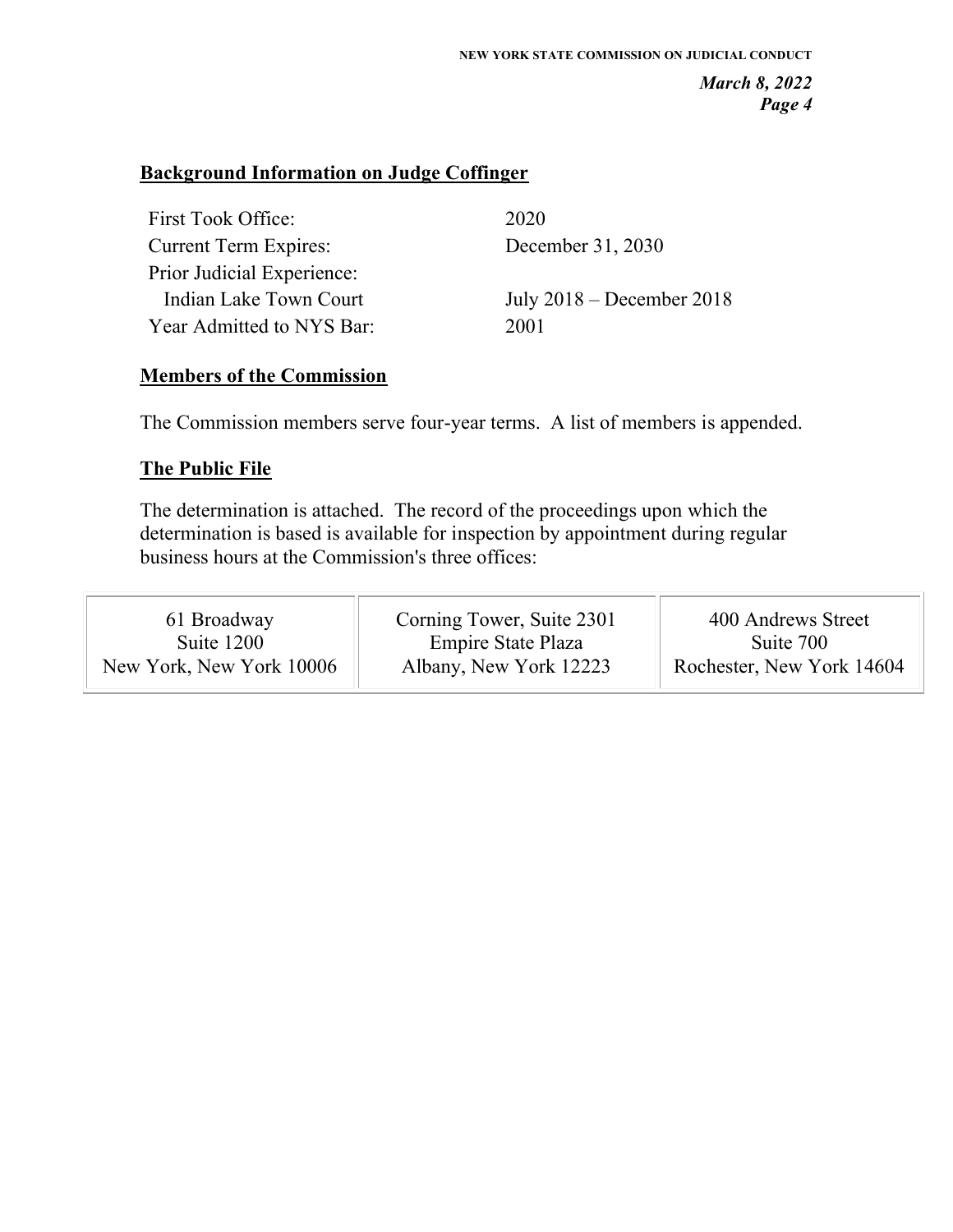## Background Information on Judge Coffinger

| | |
|---|---|
| First Took Office: | 2020 |
| Current Term Expires: | December 31, 2030 |
| Prior Judicial Experience: | |
| Indian Lake Town Court | July 2018 – December 2018 |
| Year Admitted to NYS Bar: | 2001 |

## Members of the Commission

The Commission members serve four-year terms. A list of members is appended.

## The Public File

The determination is attached. The record of the proceedings upon which the determination is based is available for inspection by appointment during regular business hours at the Commission's three offices:

| | | |
|---|---|---|
| 61 Broadway<br>Suite 1200<br>New York, New York 10006 | Corning Tower, Suite 2301<br>Empire State Plaza<br>Albany, New York 12223 | 400 Andrews Street<br>Suite 700<br>Rochester, New York 14604 |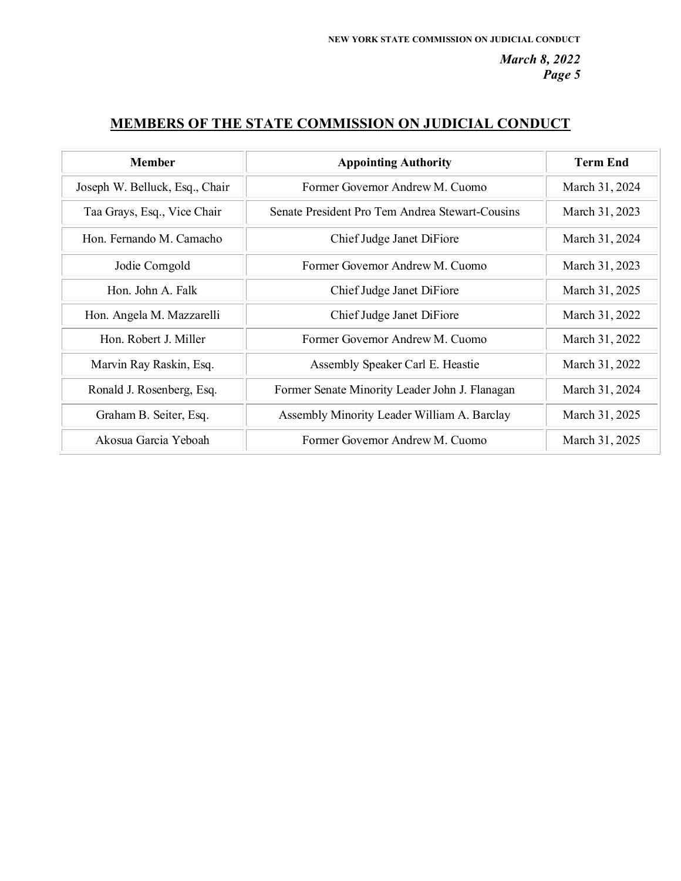## MEMBERS OF THE STATE COMMISSION ON JUDICIAL CONDUCT

| Member | Appointing Authority | Term End |
|---|---|---|
| Joseph W. Belluck, Esq., Chair | Former Governor Andrew M. Cuomo | March 31, 2024 |
| Taa Grays, Esq., Vice Chair | Senate President Pro Tem Andrea Stewart-Cousins | March 31, 2023 |
| Hon. Fernando M. Camacho | Chief Judge Janet DiFiore | March 31, 2024 |
| Jodie Corngold | Former Governor Andrew M. Cuomo | March 31, 2023 |
| Hon. John A. Falk | Chief Judge Janet DiFiore | March 31, 2025 |
| Hon. Angela M. Mazzarelli | Chief Judge Janet DiFiore | March 31, 2022 |
| Hon. Robert J. Miller | Former Governor Andrew M. Cuomo | March 31, 2022 |
| Marvin Ray Raskin, Esq. | Assembly Speaker Carl E. Heastie | March 31, 2022 |
| Ronald J. Rosenberg, Esq. | Former Senate Minority Leader John J. Flanagan | March 31, 2024 |
| Graham B. Seiter, Esq. | Assembly Minority Leader William A. Barclay | March 31, 2025 |
| Akosua Garcia Yeboah | Former Governor Andrew M. Cuomo | March 31, 2025 |